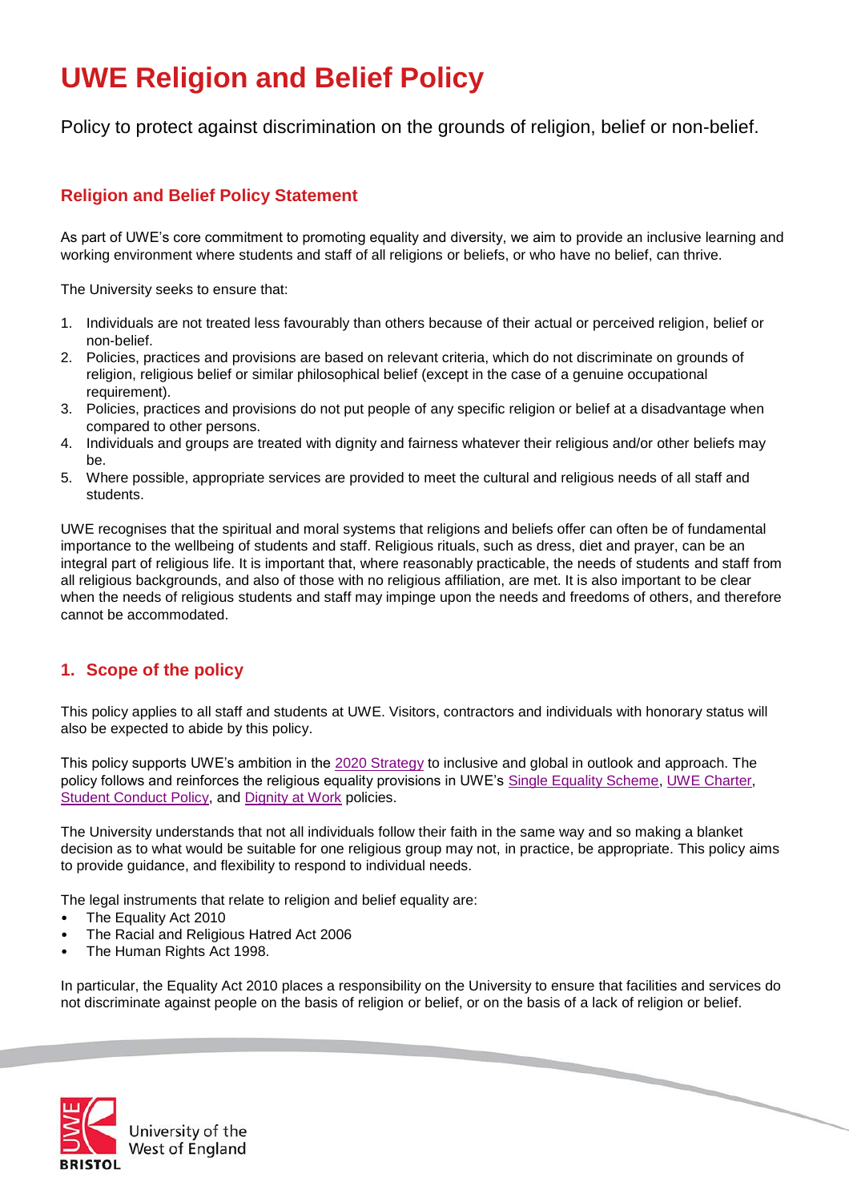# UWE Religion and Belief Policy

Policy to protect against discrimination on the grounds of religion, belief or non-belief.

## Religion and Belief Policy Statement

As part of UWE's core commitment to promoting equality and diversity, we aim to provide an inclusive learning and working environment where students and staff of all religions or beliefs, or who have no belief, can thrive.

The University seeks to ensure that:

1. Individuals are not treated less favourably than others because of their actual or perceived religion, belief or non-belief.
2. Policies, practices and provisions are based on relevant criteria, which do not discriminate on grounds of religion, religious belief or similar philosophical belief (except in the case of a genuine occupational requirement).
3. Policies, practices and provisions do not put people of any specific religion or belief at a disadvantage when compared to other persons.
4. Individuals and groups are treated with dignity and fairness whatever their religious and/or other beliefs may be.
5. Where possible, appropriate services are provided to meet the cultural and religious needs of all staff and students.

UWE recognises that the spiritual and moral systems that religions and beliefs offer can often be of fundamental importance to the wellbeing of students and staff. Religious rituals, such as dress, diet and prayer, can be an integral part of religious life. It is important that, where reasonably practicable, the needs of students and staff from all religious backgrounds, and also of those with no religious affiliation, are met. It is also important to be clear when the needs of religious students and staff may impinge upon the needs and freedoms of others, and therefore cannot be accommodated.

## 1. Scope of the policy

This policy applies to all staff and students at UWE. Visitors, contractors and individuals with honorary status will also be expected to abide by this policy.

This policy supports UWE's ambition in the 2020 Strategy to inclusive and global in outlook and approach. The policy follows and reinforces the religious equality provisions in UWE's Single Equality Scheme, UWE Charter, Student Conduct Policy, and Dignity at Work policies.

The University understands that not all individuals follow their faith in the same way and so making a blanket decision as to what would be suitable for one religious group may not, in practice, be appropriate. This policy aims to provide guidance, and flexibility to respond to individual needs.

The legal instruments that relate to religion and belief equality are:

- The Equality Act 2010
- The Racial and Religious Hatred Act 2006
- The Human Rights Act 1998.

In particular, the Equality Act 2010 places a responsibility on the University to ensure that facilities and services do not discriminate against people on the basis of religion or belief, or on the basis of a lack of religion or belief.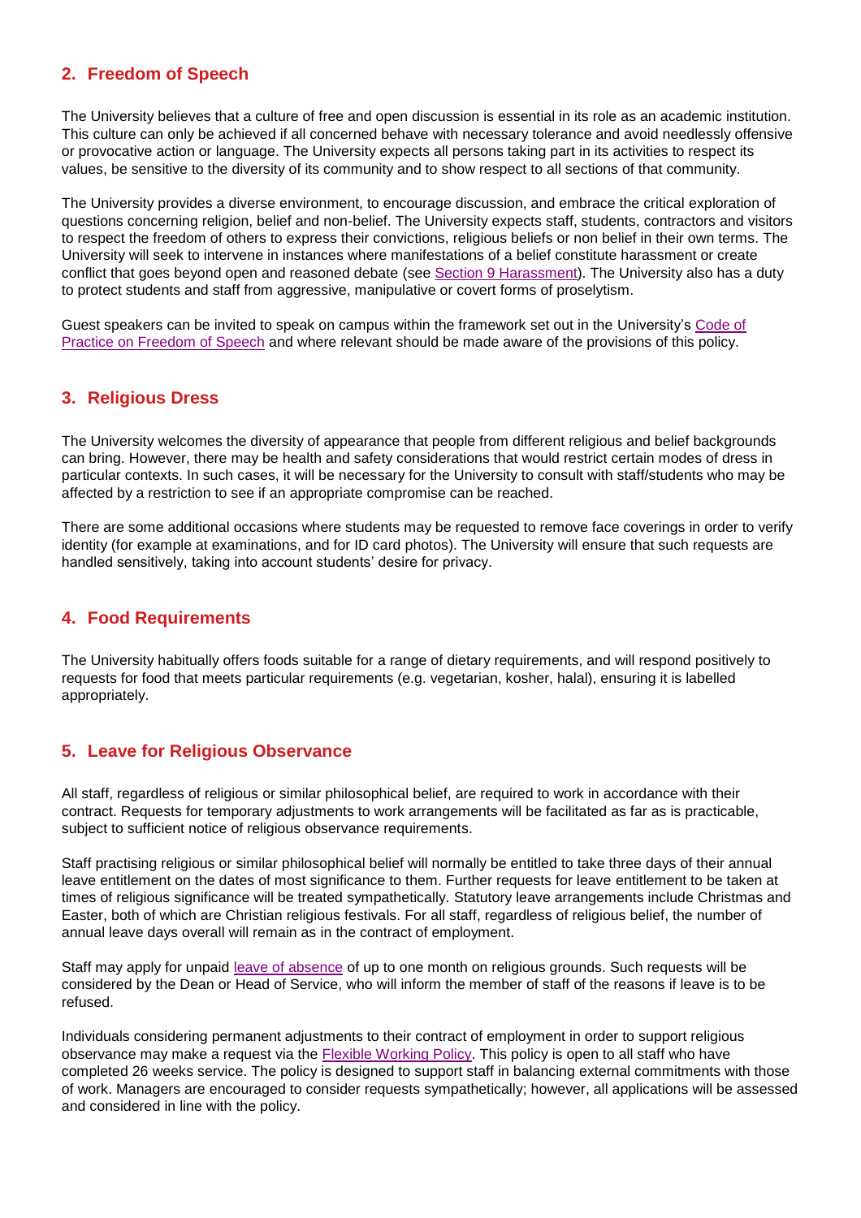## 2. Freedom of Speech

The University believes that a culture of free and open discussion is essential in its role as an academic institution. This culture can only be achieved if all concerned behave with necessary tolerance and avoid needlessly offensive or provocative action or language. The University expects all persons taking part in its activities to respect its values, be sensitive to the diversity of its community and to show respect to all sections of that community.

The University provides a diverse environment, to encourage discussion, and embrace the critical exploration of questions concerning religion, belief and non-belief. The University expects staff, students, contractors and visitors to respect the freedom of others to express their convictions, religious beliefs or non belief in their own terms. The University will seek to intervene in instances where manifestations of a belief constitute harassment or create conflict that goes beyond open and reasoned debate (see Section 9 Harassment). The University also has a duty to protect students and staff from aggressive, manipulative or covert forms of proselytism.

Guest speakers can be invited to speak on campus within the framework set out in the University's Code of Practice on Freedom of Speech and where relevant should be made aware of the provisions of this policy.

## 3. Religious Dress

The University welcomes the diversity of appearance that people from different religious and belief backgrounds can bring. However, there may be health and safety considerations that would restrict certain modes of dress in particular contexts. In such cases, it will be necessary for the University to consult with staff/students who may be affected by a restriction to see if an appropriate compromise can be reached.

There are some additional occasions where students may be requested to remove face coverings in order to verify identity (for example at examinations, and for ID card photos). The University will ensure that such requests are handled sensitively, taking into account students' desire for privacy.

## 4. Food Requirements

The University habitually offers foods suitable for a range of dietary requirements, and will respond positively to requests for food that meets particular requirements (e.g. vegetarian, kosher, halal), ensuring it is labelled appropriately.

## 5. Leave for Religious Observance

All staff, regardless of religious or similar philosophical belief, are required to work in accordance with their contract. Requests for temporary adjustments to work arrangements will be facilitated as far as is practicable, subject to sufficient notice of religious observance requirements.

Staff practising religious or similar philosophical belief will normally be entitled to take three days of their annual leave entitlement on the dates of most significance to them. Further requests for leave entitlement to be taken at times of religious significance will be treated sympathetically. Statutory leave arrangements include Christmas and Easter, both of which are Christian religious festivals. For all staff, regardless of religious belief, the number of annual leave days overall will remain as in the contract of employment.

Staff may apply for unpaid leave of absence of up to one month on religious grounds. Such requests will be considered by the Dean or Head of Service, who will inform the member of staff of the reasons if leave is to be refused.

Individuals considering permanent adjustments to their contract of employment in order to support religious observance may make a request via the Flexible Working Policy. This policy is open to all staff who have completed 26 weeks service. The policy is designed to support staff in balancing external commitments with those of work. Managers are encouraged to consider requests sympathetically; however, all applications will be assessed and considered in line with the policy.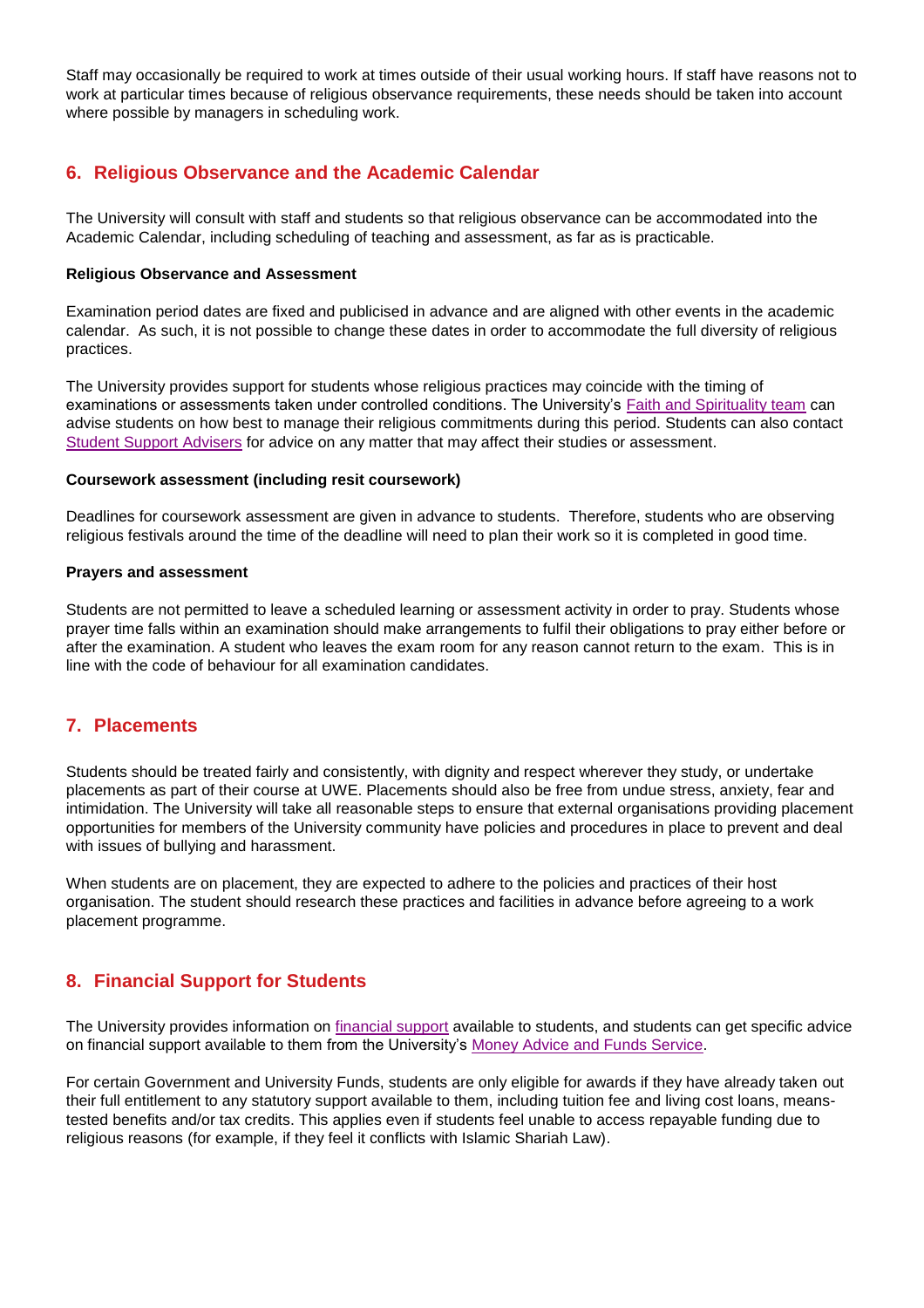Staff may occasionally be required to work at times outside of their usual working hours. If staff have reasons not to work at particular times because of religious observance requirements, these needs should be taken into account where possible by managers in scheduling work.

## 6. Religious Observance and the Academic Calendar

The University will consult with staff and students so that religious observance can be accommodated into the Academic Calendar, including scheduling of teaching and assessment, as far as is practicable.

**Religious Observance and Assessment**

Examination period dates are fixed and publicised in advance and are aligned with other events in the academic calendar. As such, it is not possible to change these dates in order to accommodate the full diversity of religious practices.

The University provides support for students whose religious practices may coincide with the timing of examinations or assessments taken under controlled conditions. The University's Faith and Spirituality team can advise students on how best to manage their religious commitments during this period. Students can also contact Student Support Advisers for advice on any matter that may affect their studies or assessment.

**Coursework assessment (including resit coursework)**

Deadlines for coursework assessment are given in advance to students. Therefore, students who are observing religious festivals around the time of the deadline will need to plan their work so it is completed in good time.

**Prayers and assessment**

Students are not permitted to leave a scheduled learning or assessment activity in order to pray. Students whose prayer time falls within an examination should make arrangements to fulfil their obligations to pray either before or after the examination. A student who leaves the exam room for any reason cannot return to the exam. This is in line with the code of behaviour for all examination candidates.

## 7. Placements

Students should be treated fairly and consistently, with dignity and respect wherever they study, or undertake placements as part of their course at UWE. Placements should also be free from undue stress, anxiety, fear and intimidation. The University will take all reasonable steps to ensure that external organisations providing placement opportunities for members of the University community have policies and procedures in place to prevent and deal with issues of bullying and harassment.

When students are on placement, they are expected to adhere to the policies and practices of their host organisation. The student should research these practices and facilities in advance before agreeing to a work placement programme.

## 8. Financial Support for Students

The University provides information on financial support available to students, and students can get specific advice on financial support available to them from the University's Money Advice and Funds Service.

For certain Government and University Funds, students are only eligible for awards if they have already taken out their full entitlement to any statutory support available to them, including tuition fee and living cost loans, means-tested benefits and/or tax credits. This applies even if students feel unable to access repayable funding due to religious reasons (for example, if they feel it conflicts with Islamic Shariah Law).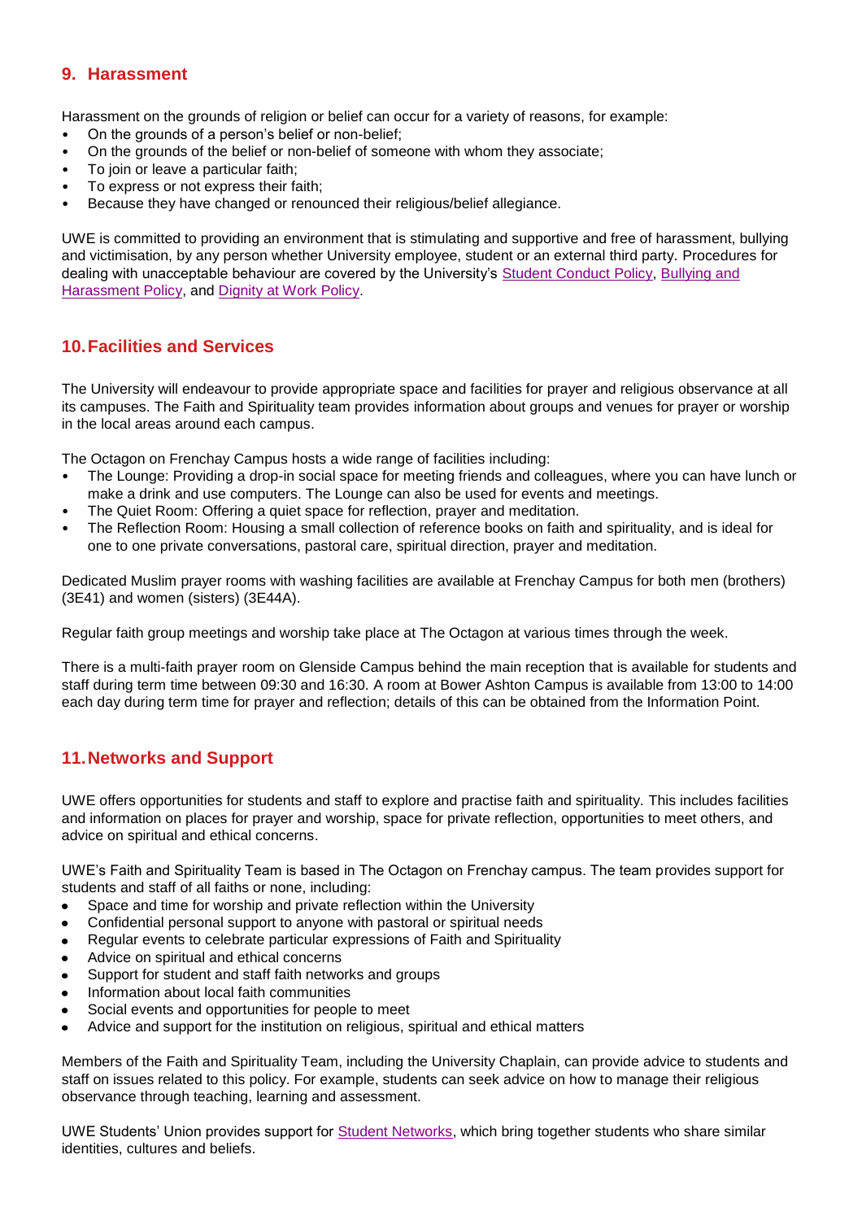## 9. Harassment

Harassment on the grounds of religion or belief can occur for a variety of reasons, for example:

- On the grounds of a person's belief or non-belief;
- On the grounds of the belief or non-belief of someone with whom they associate;
- To join or leave a particular faith;
- To express or not express their faith;
- Because they have changed or renounced their religious/belief allegiance.

UWE is committed to providing an environment that is stimulating and supportive and free of harassment, bullying and victimisation, by any person whether University employee, student or an external third party. Procedures for dealing with unacceptable behaviour are covered by the University's Student Conduct Policy, Bullying and Harassment Policy, and Dignity at Work Policy.

## 10. Facilities and Services

The University will endeavour to provide appropriate space and facilities for prayer and religious observance at all its campuses. The Faith and Spirituality team provides information about groups and venues for prayer or worship in the local areas around each campus.

The Octagon on Frenchay Campus hosts a wide range of facilities including:

- The Lounge: Providing a drop-in social space for meeting friends and colleagues, where you can have lunch or make a drink and use computers. The Lounge can also be used for events and meetings.
- The Quiet Room: Offering a quiet space for reflection, prayer and meditation.
- The Reflection Room: Housing a small collection of reference books on faith and spirituality, and is ideal for one to one private conversations, pastoral care, spiritual direction, prayer and meditation.

Dedicated Muslim prayer rooms with washing facilities are available at Frenchay Campus for both men (brothers) (3E41) and women (sisters) (3E44A).

Regular faith group meetings and worship take place at The Octagon at various times through the week.

There is a multi-faith prayer room on Glenside Campus behind the main reception that is available for students and staff during term time between 09:30 and 16:30. A room at Bower Ashton Campus is available from 13:00 to 14:00 each day during term time for prayer and reflection; details of this can be obtained from the Information Point.

## 11. Networks and Support

UWE offers opportunities for students and staff to explore and practise faith and spirituality. This includes facilities and information on places for prayer and worship, space for private reflection, opportunities to meet others, and advice on spiritual and ethical concerns.

UWE's Faith and Spirituality Team is based in The Octagon on Frenchay campus. The team provides support for students and staff of all faiths or none, including:

- Space and time for worship and private reflection within the University
- Confidential personal support to anyone with pastoral or spiritual needs
- Regular events to celebrate particular expressions of Faith and Spirituality
- Advice on spiritual and ethical concerns
- Support for student and staff faith networks and groups
- Information about local faith communities
- Social events and opportunities for people to meet
- Advice and support for the institution on religious, spiritual and ethical matters

Members of the Faith and Spirituality Team, including the University Chaplain, can provide advice to students and staff on issues related to this policy. For example, students can seek advice on how to manage their religious observance through teaching, learning and assessment.

UWE Students' Union provides support for Student Networks, which bring together students who share similar identities, cultures and beliefs.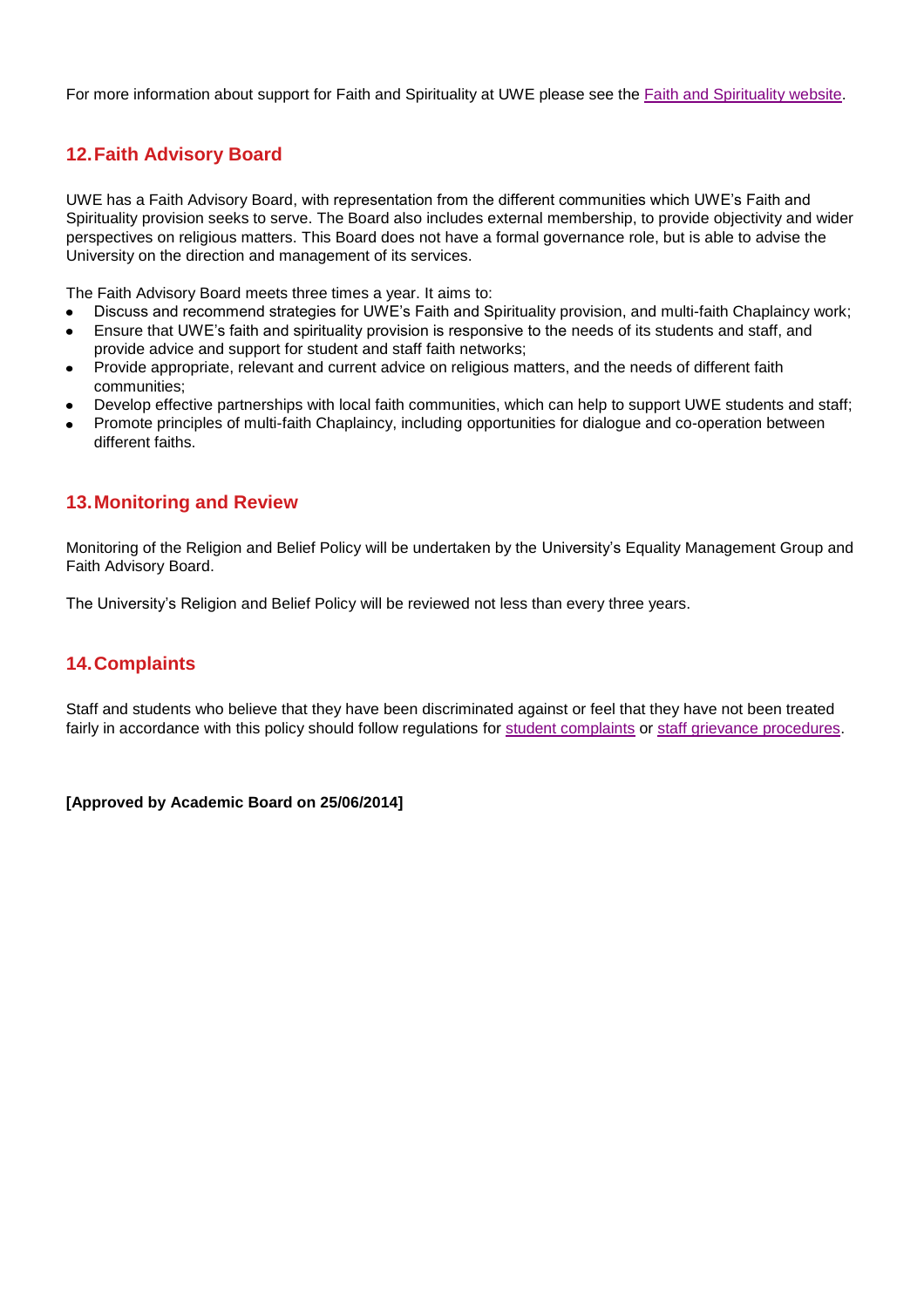For more information about support for Faith and Spirituality at UWE please see the Faith and Spirituality website.

## 12. Faith Advisory Board

UWE has a Faith Advisory Board, with representation from the different communities which UWE's Faith and Spirituality provision seeks to serve. The Board also includes external membership, to provide objectivity and wider perspectives on religious matters. This Board does not have a formal governance role, but is able to advise the University on the direction and management of its services.

The Faith Advisory Board meets three times a year. It aims to:

- Discuss and recommend strategies for UWE's Faith and Spirituality provision, and multi-faith Chaplaincy work;
- Ensure that UWE's faith and spirituality provision is responsive to the needs of its students and staff, and provide advice and support for student and staff faith networks;
- Provide appropriate, relevant and current advice on religious matters, and the needs of different faith communities;
- Develop effective partnerships with local faith communities, which can help to support UWE students and staff;
- Promote principles of multi-faith Chaplaincy, including opportunities for dialogue and co-operation between different faiths.

## 13. Monitoring and Review

Monitoring of the Religion and Belief Policy will be undertaken by the University's Equality Management Group and Faith Advisory Board.

The University's Religion and Belief Policy will be reviewed not less than every three years.

## 14. Complaints

Staff and students who believe that they have been discriminated against or feel that they have not been treated fairly in accordance with this policy should follow regulations for student complaints or staff grievance procedures.

**[Approved by Academic Board on 25/06/2014]**